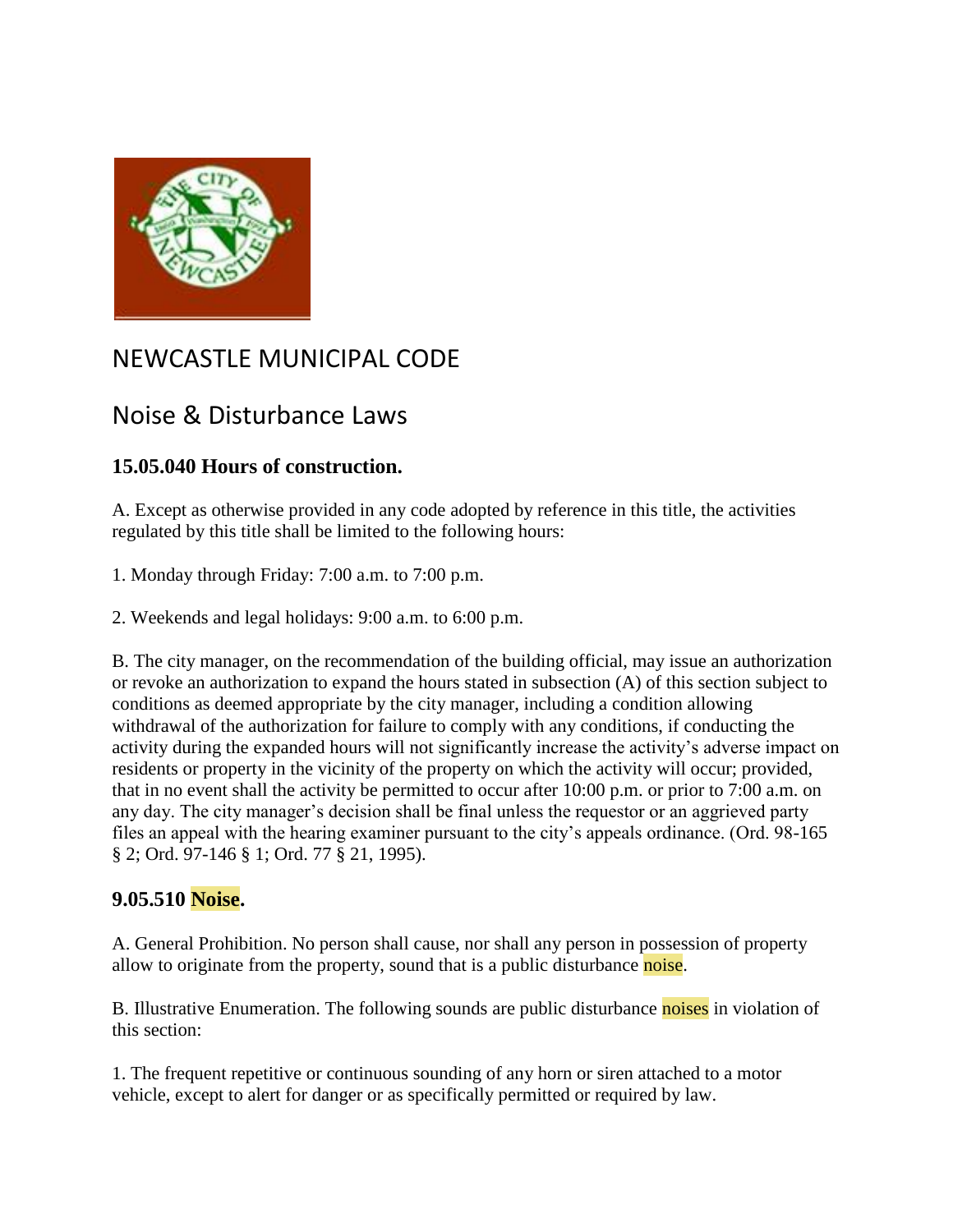# NEWCASTLE MUNICIPAL CODE

## Noise & Disturbance Laws

### 15.05.040 Hours of construction.

A. Except as otherwise provided in any code adopted by reference in this title, the activities regulated by this title shall be limited to the following hours:

1. Monday through Friday: 7:00 a.m. to 7:00 p.m.

2. Weekends and legal holidays: 9:00 a.m. to 6:00 p.m.

B. The city manager, on the recommendation of the building official, may issue an authorization or revoke an authorization to expand the hours stated in subsection (A) of this section subject to conditions as deemed appropriate by the city manager, including a condition allowing withdrawal of the authorization for failure to comply with any conditions, if conducting the activity during the expanded hours will not significantly increase the activity's adverse impact on residents or property in the vicinity of the property on which the activity will occur; provided, that in no event shall the activity be permitted to occur after 10:00 p.m. or prior to 7:00 a.m. on any day. The city manager's decision shall be final unless the requestor or an aggrieved party files an appeal with the hearing examiner pursuant to the city's appeals ordinance. (Ord. 98-165 § 2; Ord. 97-146 § 1; Ord. 77 § 21, 1995).

### 9.05.510 Noise.

A. General Prohibition. No person shall cause, nor shall any person in possession of property allow to originate from the property, sound that is a public disturbance noise.

B. Illustrative Enumeration. The following sounds are public disturbance noises in violation of this section:

1. The frequent repetitive or continuous sounding of any horn or siren attached to a motor vehicle, except to alert for danger or as specifically permitted or required by law.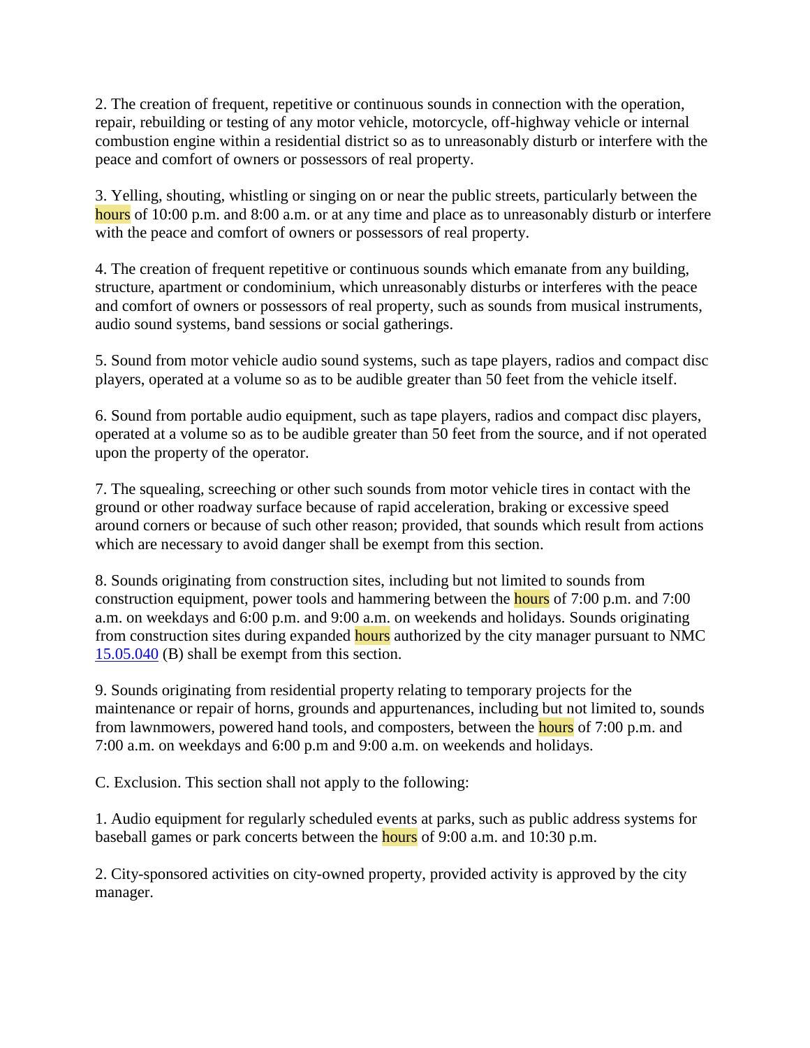2. The creation of frequent, repetitive or continuous sounds in connection with the operation, repair, rebuilding or testing of any motor vehicle, motorcycle, off-highway vehicle or internal combustion engine within a residential district so as to unreasonably disturb or interfere with the peace and comfort of owners or possessors of real property.

3. Yelling, shouting, whistling or singing on or near the public streets, particularly between the hours of 10:00 p.m. and 8:00 a.m. or at any time and place as to unreasonably disturb or interfere with the peace and comfort of owners or possessors of real property.

4. The creation of frequent repetitive or continuous sounds which emanate from any building, structure, apartment or condominium, which unreasonably disturbs or interferes with the peace and comfort of owners or possessors of real property, such as sounds from musical instruments, audio sound systems, band sessions or social gatherings.

5. Sound from motor vehicle audio sound systems, such as tape players, radios and compact disc players, operated at a volume so as to be audible greater than 50 feet from the vehicle itself.

6. Sound from portable audio equipment, such as tape players, radios and compact disc players, operated at a volume so as to be audible greater than 50 feet from the source, and if not operated upon the property of the operator.

7. The squealing, screeching or other such sounds from motor vehicle tires in contact with the ground or other roadway surface because of rapid acceleration, braking or excessive speed around corners or because of such other reason; provided, that sounds which result from actions which are necessary to avoid danger shall be exempt from this section.

8. Sounds originating from construction sites, including but not limited to sounds from construction equipment, power tools and hammering between the hours of 7:00 p.m. and 7:00 a.m. on weekdays and 6:00 p.m. and 9:00 a.m. on weekends and holidays. Sounds originating from construction sites during expanded hours authorized by the city manager pursuant to NMC 15.05.040 (B) shall be exempt from this section.

9. Sounds originating from residential property relating to temporary projects for the maintenance or repair of horns, grounds and appurtenances, including but not limited to, sounds from lawnmowers, powered hand tools, and composters, between the hours of 7:00 p.m. and 7:00 a.m. on weekdays and 6:00 p.m and 9:00 a.m. on weekends and holidays.

C. Exclusion. This section shall not apply to the following:

1. Audio equipment for regularly scheduled events at parks, such as public address systems for baseball games or park concerts between the hours of 9:00 a.m. and 10:30 p.m.

2. City-sponsored activities on city-owned property, provided activity is approved by the city manager.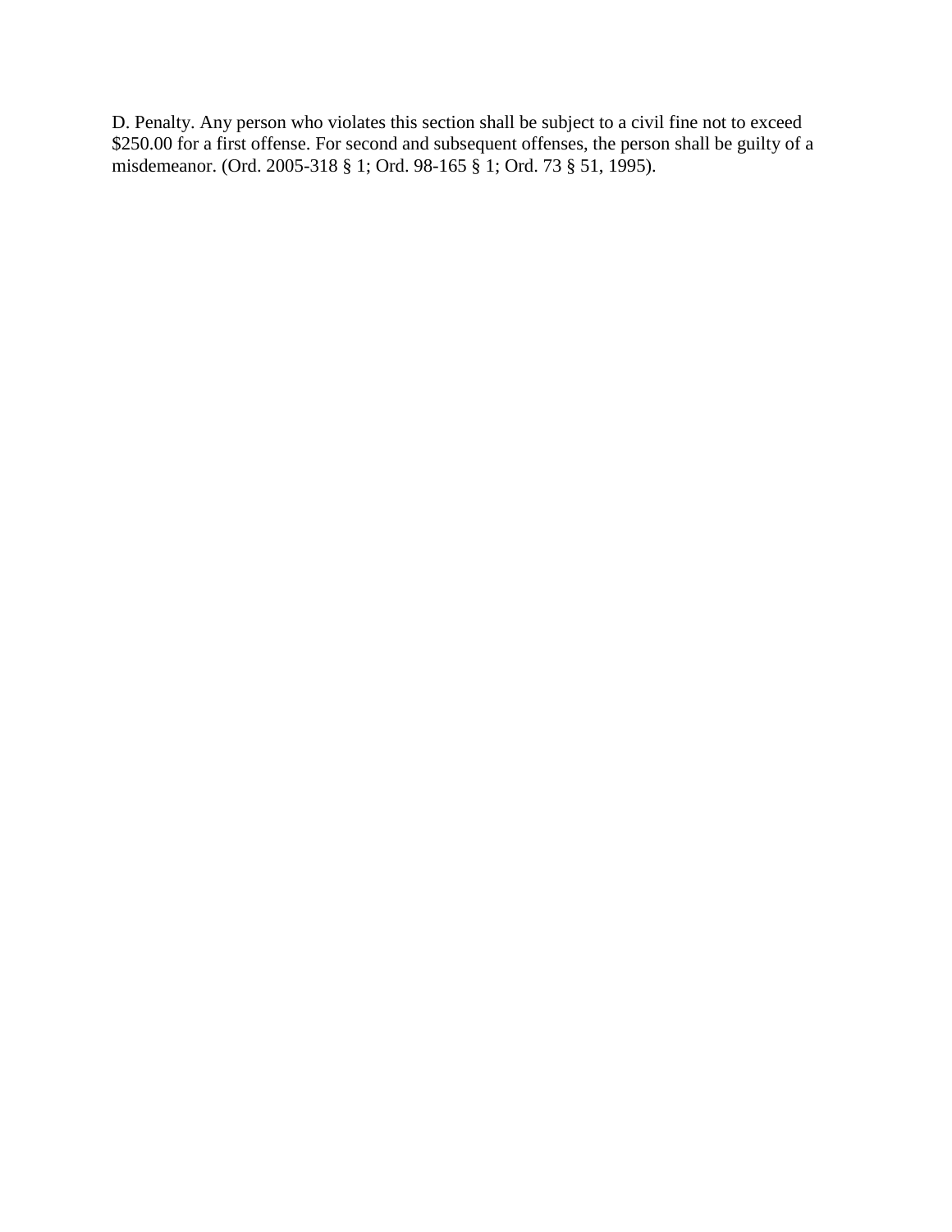D. Penalty. Any person who violates this section shall be subject to a civil fine not to exceed $250.00 for a first offense. For second and subsequent offenses, the person shall be guilty of a misdemeanor. (Ord. 2005-318 § 1; Ord. 98-165 § 1; Ord. 73 § 51, 1995).